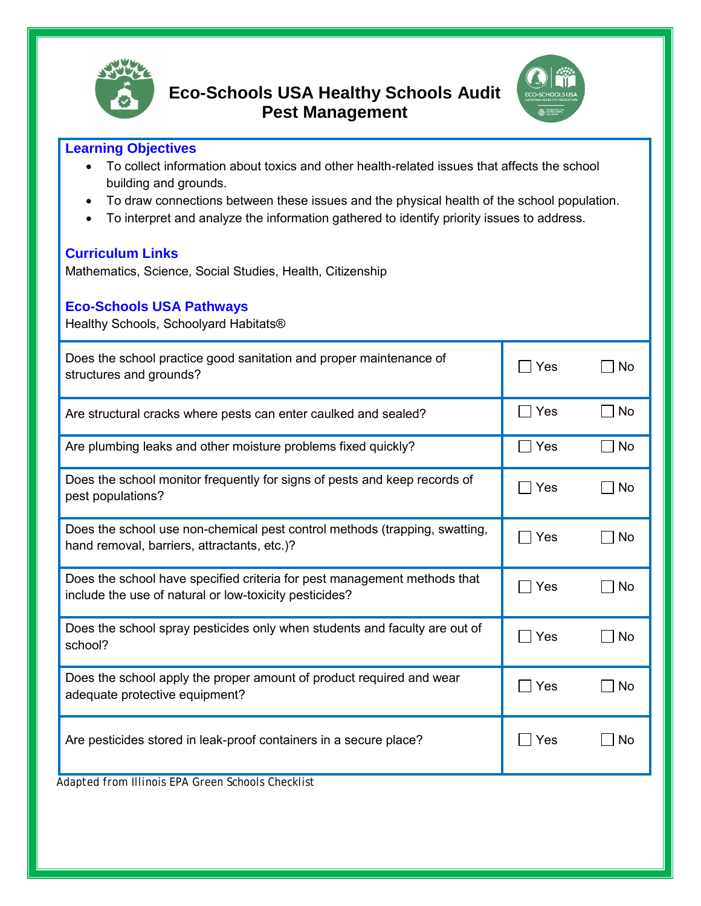# Eco-Schools USA Healthy Schools Audit
## Pest Management

### Learning Objectives

- To collect information about toxics and other health-related issues that affects the school building and grounds.
- To draw connections between these issues and the physical health of the school population.
- To interpret and analyze the information gathered to identify priority issues to address.

### Curriculum Links

Mathematics, Science, Social Studies, Health, Citizenship

### Eco-Schools USA Pathways

Healthy Schools, Schoolyard Habitats®

| | | |
|---|---|---|
| Does the school practice good sanitation and proper maintenance of structures and grounds? | ☐ Yes | ☐ No |
| Are structural cracks where pests can enter caulked and sealed? | ☐ Yes | ☐ No |
| Are plumbing leaks and other moisture problems fixed quickly? | ☐ Yes | ☐ No |
| Does the school monitor frequently for signs of pests and keep records of pest populations? | ☐ Yes | ☐ No |
| Does the school use non-chemical pest control methods (trapping, swatting, hand removal, barriers, attractants, etc.)? | ☐ Yes | ☐ No |
| Does the school have specified criteria for pest management methods that include the use of natural or low-toxicity pesticides? | ☐ Yes | ☐ No |
| Does the school spray pesticides only when students and faculty are out of school? | ☐ Yes | ☐ No |
| Does the school apply the proper amount of product required and wear adequate protective equipment? | ☐ Yes | ☐ No |
| Are pesticides stored in leak-proof containers in a secure place? | ☐ Yes | ☐ No |

*Adapted from Illinois EPA Green Schools Checklist*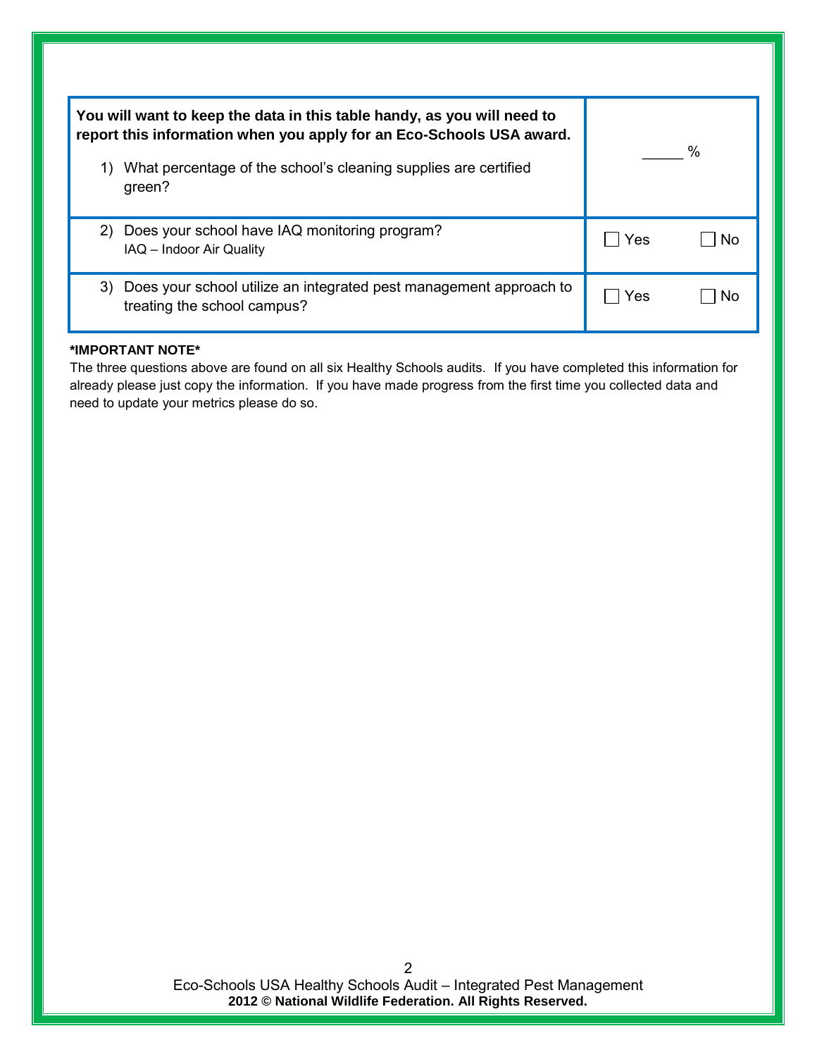| | |
|---|---|
| **You will want to keep the data in this table handy, as you will need to report this information when you apply for an Eco-Schools USA award.**<br>1) What percentage of the school's cleaning supplies are certified green? | _____ % |
| 2) Does your school have IAQ monitoring program?<br>IAQ – Indoor Air Quality | ☐ Yes ☐ No |
| 3) Does your school utilize an integrated pest management approach to treating the school campus? | ☐ Yes ☐ No |

**\*IMPORTANT NOTE\***

The three questions above are found on all six Healthy Schools audits. If you have completed this information for already please just copy the information. If you have made progress from the first time you collected data and need to update your metrics please do so.